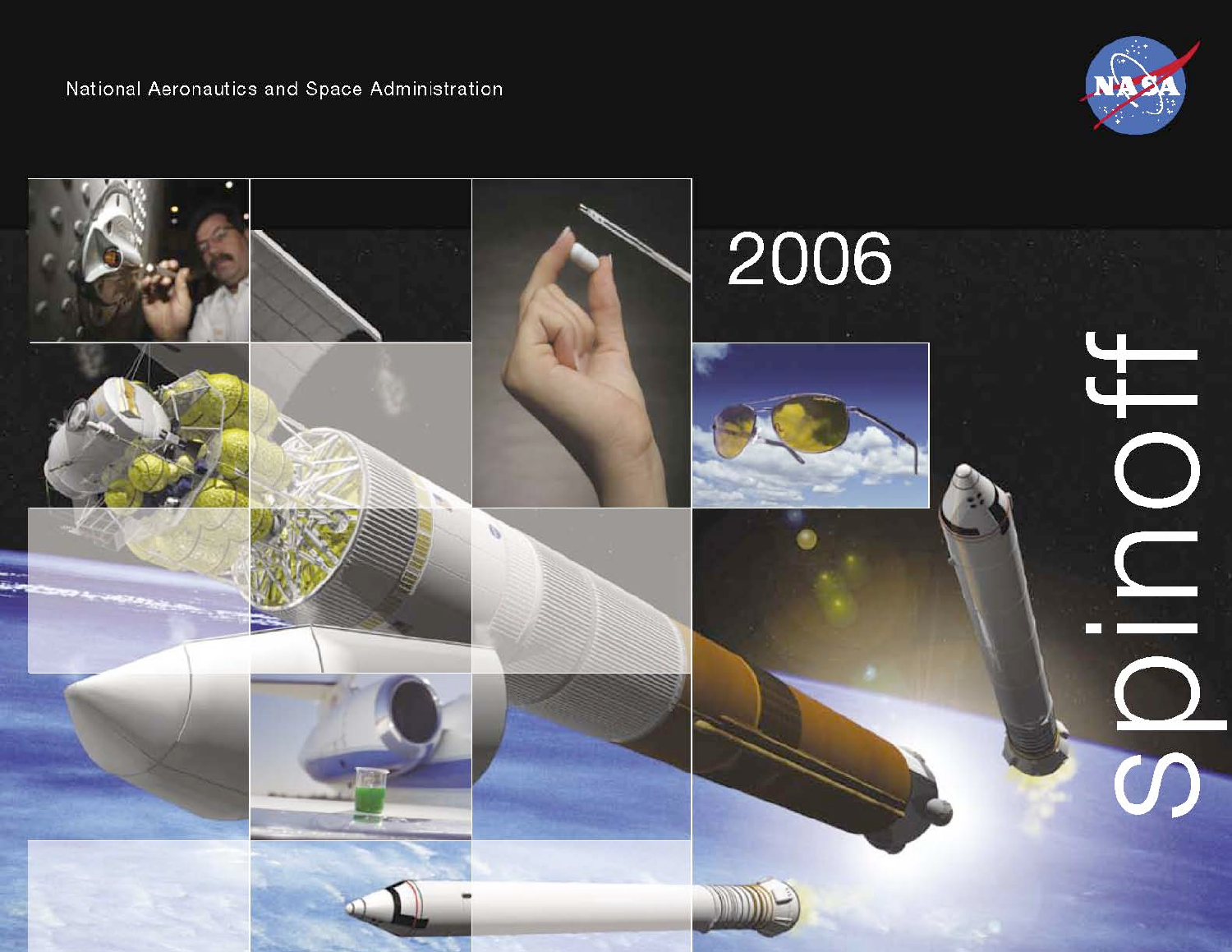National Aeronautics and Space Administration

# spinoff

2006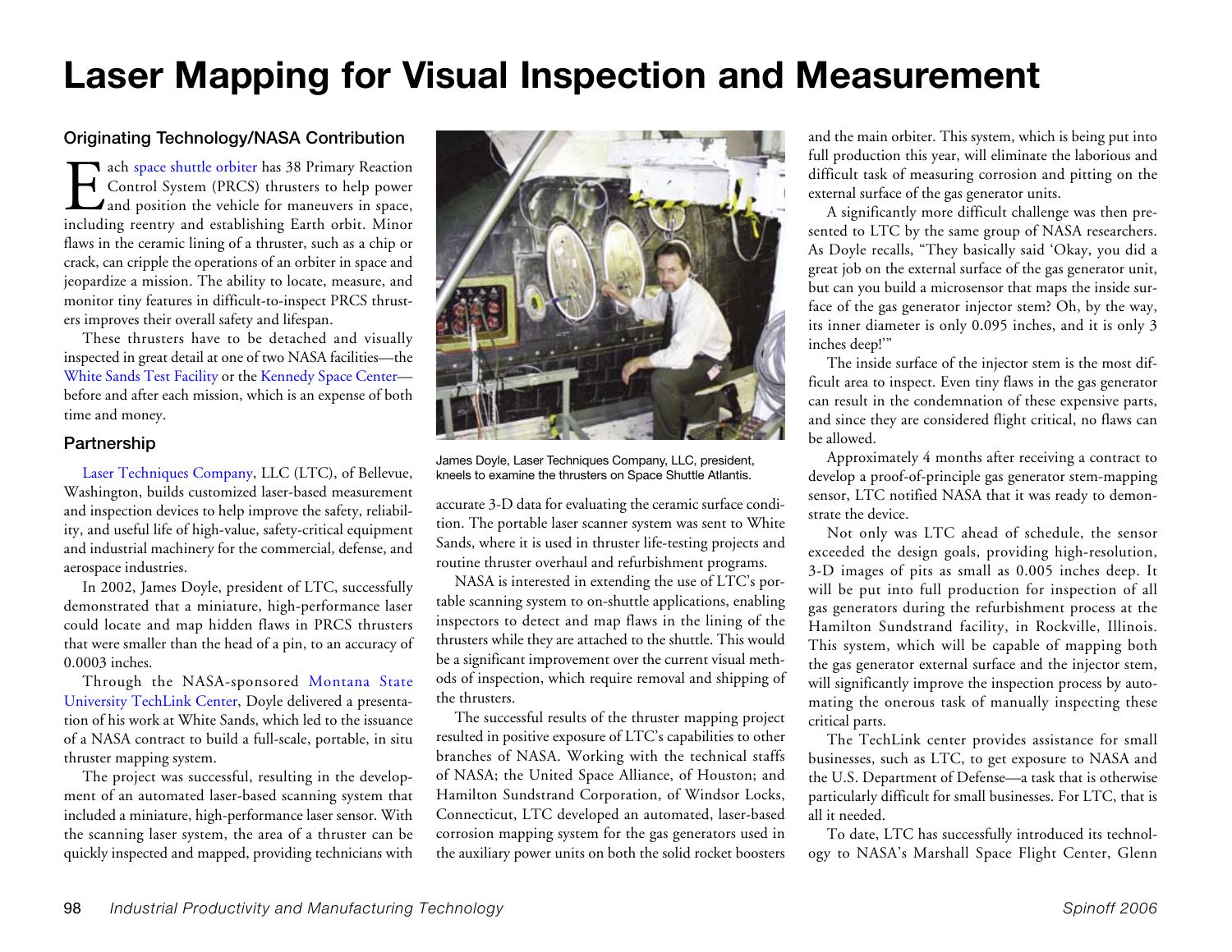# Laser Mapping for Visual Inspection and Measurement

## Originating Technology/NASA Contribution

Each space shuttle orbiter has 38 Primary Reaction Control System (PRCS) thrusters to help power and position the vehicle for maneuvers in space, including reentry and establishing Earth orbit. Minor flaws in the ceramic lining of a thruster, such as a chip or crack, can cripple the operations of an orbiter in space and jeopardize a mission. The ability to locate, measure, and monitor tiny features in difficult-to-inspect PRCS thrusters improves their overall safety and lifespan.

These thrusters have to be detached and visually inspected in great detail at one of two NASA facilities—the White Sands Test Facility or the Kennedy Space Center—before and after each mission, which is an expense of both time and money.

## Partnership

Laser Techniques Company, LLC (LTC), of Bellevue, Washington, builds customized laser-based measurement and inspection devices to help improve the safety, reliability, and useful life of high-value, safety-critical equipment and industrial machinery for the commercial, defense, and aerospace industries.

In 2002, James Doyle, president of LTC, successfully demonstrated that a miniature, high-performance laser could locate and map hidden flaws in PRCS thrusters that were smaller than the head of a pin, to an accuracy of 0.0003 inches.

Through the NASA-sponsored Montana State University TechLink Center, Doyle delivered a presentation of his work at White Sands, which led to the issuance of a NASA contract to build a full-scale, portable, in situ thruster mapping system.

The project was successful, resulting in the development of an automated laser-based scanning system that included a miniature, high-performance laser sensor. With the scanning laser system, the area of a thruster can be quickly inspected and mapped, providing technicians with accurate 3-D data for evaluating the ceramic surface condition. The portable laser scanner system was sent to White Sands, where it is used in thruster life-testing projects and routine thruster overhaul and refurbishment programs.

James Doyle, Laser Techniques Company, LLC, president, kneels to examine the thrusters on Space Shuttle Atlantis.

NASA is interested in extending the use of LTC's portable scanning system to on-shuttle applications, enabling inspectors to detect and map flaws in the lining of the thrusters while they are attached to the shuttle. This would be a significant improvement over the current visual methods of inspection, which require removal and shipping of the thrusters.

The successful results of the thruster mapping project resulted in positive exposure of LTC's capabilities to other branches of NASA. Working with the technical staffs of NASA; the United Space Alliance, of Houston; and Hamilton Sundstrand Corporation, of Windsor Locks, Connecticut, LTC developed an automated, laser-based corrosion mapping system for the gas generators used in the auxiliary power units on both the solid rocket boosters and the main orbiter. This system, which is being put into full production this year, will eliminate the laborious and difficult task of measuring corrosion and pitting on the external surface of the gas generator units.

A significantly more difficult challenge was then presented to LTC by the same group of NASA researchers. As Doyle recalls, "They basically said 'Okay, you did a great job on the external surface of the gas generator unit, but can you build a microsensor that maps the inside surface of the gas generator injector stem? Oh, by the way, its inner diameter is only 0.095 inches, and it is only 3 inches deep!'"

The inside surface of the injector stem is the most difficult area to inspect. Even tiny flaws in the gas generator can result in the condemnation of these expensive parts, and since they are considered flight critical, no flaws can be allowed.

Approximately 4 months after receiving a contract to develop a proof-of-principle gas generator stem-mapping sensor, LTC notified NASA that it was ready to demonstrate the device.

Not only was LTC ahead of schedule, the sensor exceeded the design goals, providing high-resolution, 3-D images of pits as small as 0.005 inches deep. It will be put into full production for inspection of all gas generators during the refurbishment process at the Hamilton Sundstrand facility, in Rockville, Illinois. This system, which will be capable of mapping both the gas generator external surface and the injector stem, will significantly improve the inspection process by automating the onerous task of manually inspecting these critical parts.

The TechLink center provides assistance for small businesses, such as LTC, to get exposure to NASA and the U.S. Department of Defense—a task that is otherwise particularly difficult for small businesses. For LTC, that is all it needed.

To date, LTC has successfully introduced its technology to NASA's Marshall Space Flight Center, Glenn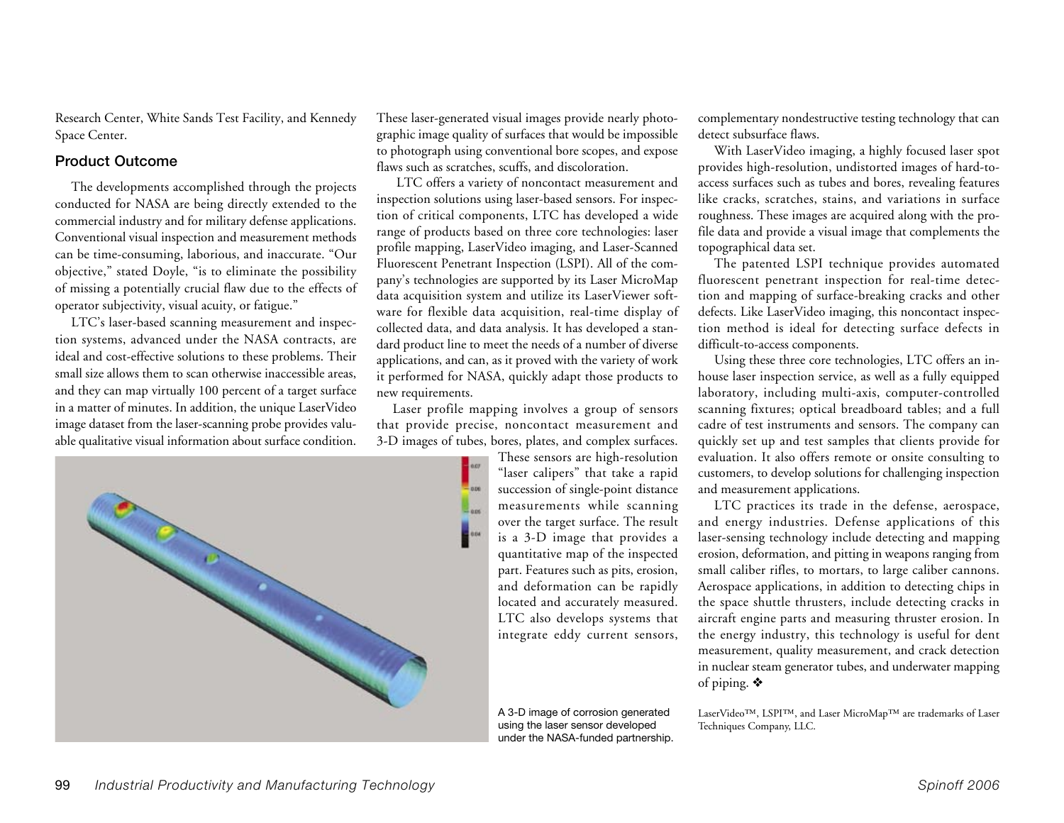Research Center, White Sands Test Facility, and Kennedy Space Center.

## Product Outcome

The developments accomplished through the projects conducted for NASA are being directly extended to the commercial industry and for military defense applications. Conventional visual inspection and measurement methods can be time-consuming, laborious, and inaccurate. "Our objective," stated Doyle, "is to eliminate the possibility of missing a potentially crucial flaw due to the effects of operator subjectivity, visual acuity, or fatigue."

LTC's laser-based scanning measurement and inspection systems, advanced under the NASA contracts, are ideal and cost-effective solutions to these problems. Their small size allows them to scan otherwise inaccessible areas, and they can map virtually 100 percent of a target surface in a matter of minutes. In addition, the unique LaserVideo image dataset from the laser-scanning probe provides valuable qualitative visual information about surface condition. These laser-generated visual images provide nearly photographic image quality of surfaces that would be impossible to photograph using conventional bore scopes, and expose flaws such as scratches, scuffs, and discoloration.

LTC offers a variety of noncontact measurement and inspection solutions using laser-based sensors. For inspection of critical components, LTC has developed a wide range of products based on three core technologies: laser profile mapping, LaserVideo imaging, and Laser-Scanned Fluorescent Penetrant Inspection (LSPI). All of the company's technologies are supported by its Laser MicroMap data acquisition system and utilize its LaserViewer software for flexible data acquisition, real-time display of collected data, and data analysis. It has developed a standard product line to meet the needs of a number of diverse applications, and can, as it proved with the variety of work it performed for NASA, quickly adapt those products to new requirements.

Laser profile mapping involves a group of sensors that provide precise, noncontact measurement and 3-D images of tubes, bores, plates, and complex surfaces. These sensors are high-resolution "laser calipers" that take a rapid succession of single-point distance measurements while scanning over the target surface. The result is a 3-D image that provides a quantitative map of the inspected part. Features such as pits, erosion, and deformation can be rapidly located and accurately measured. LTC also develops systems that integrate eddy current sensors, complementary nondestructive testing technology that can detect subsurface flaws.

A 3-D image of corrosion generated using the laser sensor developed under the NASA-funded partnership.

With LaserVideo imaging, a highly focused laser spot provides high-resolution, undistorted images of hard-to-access surfaces such as tubes and bores, revealing features like cracks, scratches, stains, and variations in surface roughness. These images are acquired along with the profile data and provide a visual image that complements the topographical data set.

The patented LSPI technique provides automated fluorescent penetrant inspection for real-time detection and mapping of surface-breaking cracks and other defects. Like LaserVideo imaging, this noncontact inspection method is ideal for detecting surface defects in difficult-to-access components.

Using these three core technologies, LTC offers an in-house laser inspection service, as well as a fully equipped laboratory, including multi-axis, computer-controlled scanning fixtures; optical breadboard tables; and a full cadre of test instruments and sensors. The company can quickly set up and test samples that clients provide for evaluation. It also offers remote or onsite consulting to customers, to develop solutions for challenging inspection and measurement applications.

LTC practices its trade in the defense, aerospace, and energy industries. Defense applications of this laser-sensing technology include detecting and mapping erosion, deformation, and pitting in weapons ranging from small caliber rifles, to mortars, to large caliber cannons. Aerospace applications, in addition to detecting chips in the space shuttle thrusters, include detecting cracks in aircraft engine parts and measuring thruster erosion. In the energy industry, this technology is useful for dent measurement, quality measurement, and crack detection in nuclear steam generator tubes, and underwater mapping of piping. ❖

LaserVideo™, LSPI™, and Laser MicroMap™ are trademarks of Laser Techniques Company, LLC.